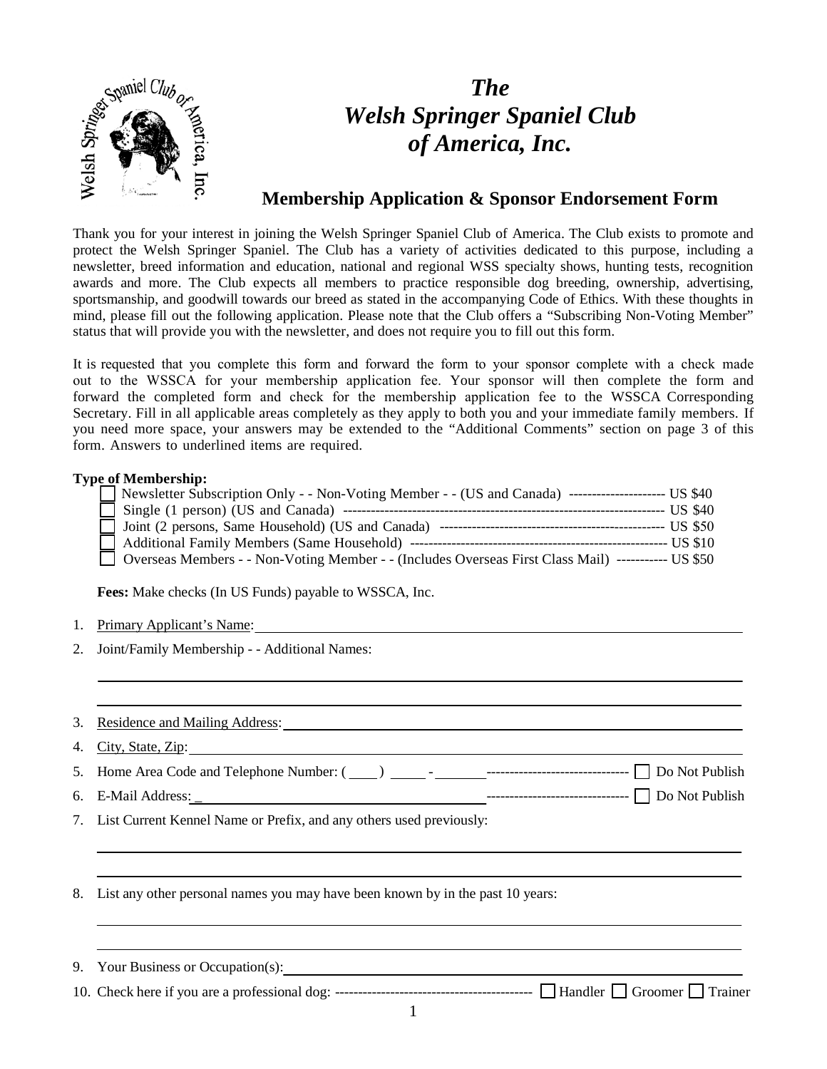# *The Welsh Springer Spaniel Club of America, Inc.*

## Membership Application & Sponsor Endorsement Form

Thank you for your interest in joining the Welsh Springer Spaniel Club of America. The Club exists to promote and protect the Welsh Springer Spaniel. The Club has a variety of activities dedicated to this purpose, including a newsletter, breed information and education, national and regional WSS specialty shows, hunting tests, recognition awards and more. The Club expects all members to practice responsible dog breeding, ownership, advertising, sportsmanship, and goodwill towards our breed as stated in the accompanying Code of Ethics. With these thoughts in mind, please fill out the following application. Please note that the Club offers a "Subscribing Non-Voting Member" status that will provide you with the newsletter, and does not require you to fill out this form.

It is requested that you complete this form and forward the form to your sponsor complete with a check made out to the WSSCA for your membership application fee. Your sponsor will then complete the form and forward the completed form and check for the membership application fee to the WSSCA Corresponding Secretary. Fill in all applicable areas completely as they apply to both you and your immediate family members. If you need more space, your answers may be extended to the "Additional Comments" section on page 3 of this form. Answers to underlined items are required.

**Type of Membership:**

- ☐ Newsletter Subscription Only - - Non-Voting Member - - (US and Canada) --------------------- US $40
- ☐ Single (1 person) (US and Canada) --------------------------------------------------------------------- US $40
- ☐ Joint (2 persons, Same Household) (US and Canada) ------------------------------------------------- US $50
- ☐ Additional Family Members (Same Household) -------------------------------------------------------- US $10
- ☐ Overseas Members - - Non-Voting Member - - (Includes Overseas First Class Mail) ----------- US $50

**Fees:** Make checks (In US Funds) payable to WSSCA, Inc.

1. Primary Applicant's Name: ______________________________________________
2. Joint/Family Membership - - Additional Names:

   ______________________________________________

   ______________________________________________
3. Residence and Mailing Address: ______________________________________________
4. City, State, Zip: ______________________________________________
5. Home Area Code and Telephone Number: ( ____ ) _____ - _______ ------------------------------- ☐ Do Not Publish
6. E-Mail Address: _______________________________ ------------------------------- ☐ Do Not Publish
7. List Current Kennel Name or Prefix, and any others used previously:

   ______________________________________________

   ______________________________________________
8. List any other personal names you may have been known by in the past 10 years:

   ______________________________________________

   ______________________________________________
9. Your Business or Occupation(s): ______________________________________________
10. Check here if you are a professional dog: ------------------------------------------- ☐ Handler ☐ Groomer ☐ Trainer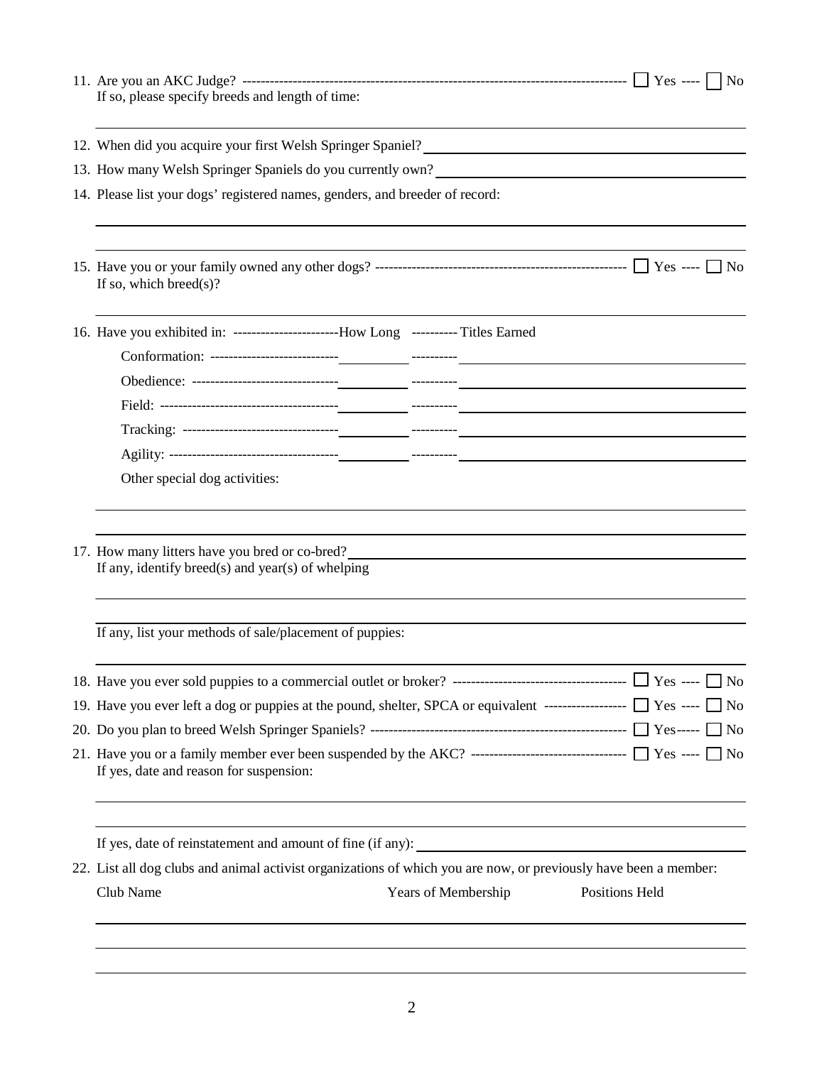11. Are you an AKC Judge? ---------------------------------------------------------------------------------------- ☐ Yes ---- ☐ No
    If so, please specify breeds and length of time:

    ______________________________________________________________________

12. When did you acquire your first Welsh Springer Spaniel? ______________________________

13. How many Welsh Springer Spaniels do you currently own? ______________________________

14. Please list your dogs' registered names, genders, and breeder of record:

    ______________________________________________________________________

    ______________________________________________________________________

15. Have you or your family owned any other dogs? ------------------------------------------------------ ☐ Yes ---- ☐ No
    If so, which breed(s)?

    ______________________________________________________________________

16. Have you exhibited in: ----------------------How Long ---------- Titles Earned

    Conformation: ---------------------------- __________ ---------- ______________________________

    Obedience: -------------------------------- __________ ---------- ______________________________

    Field: --------------------------------------- __________ ---------- ______________________________

    Tracking: ---------------------------------- __________ ---------- ______________________________

    Agility: ------------------------------------- __________ ---------- ______________________________

    Other special dog activities:

    ______________________________________________________________________

    ______________________________________________________________________

17. How many litters have you bred or co-bred? ______________________________
    If any, identify breed(s) and year(s) of whelping

    ______________________________________________________________________

    ______________________________________________________________________

    If any, list your methods of sale/placement of puppies:

    ______________________________________________________________________

18. Have you ever sold puppies to a commercial outlet or broker? ------------------------------------- ☐ Yes ---- ☐ No

19. Have you ever left a dog or puppies at the pound, shelter, SPCA or equivalent ----------------- ☐ Yes ---- ☐ No

20. Do you plan to breed Welsh Springer Spaniels? ------------------------------------------------------- ☐ Yes----- ☐ No

21. Have you or a family member ever been suspended by the AKC? --------------------------------- ☐ Yes ---- ☐ No
    If yes, date and reason for suspension:

    ______________________________________________________________________

    ______________________________________________________________________

    If yes, date of reinstatement and amount of fine (if any): ______________________________

22. List all dog clubs and animal activist organizations of which you are now, or previously have been a member:

| Club Name | Years of Membership | Positions Held |
|---|---|---|
| | | |
| | | |
| | | |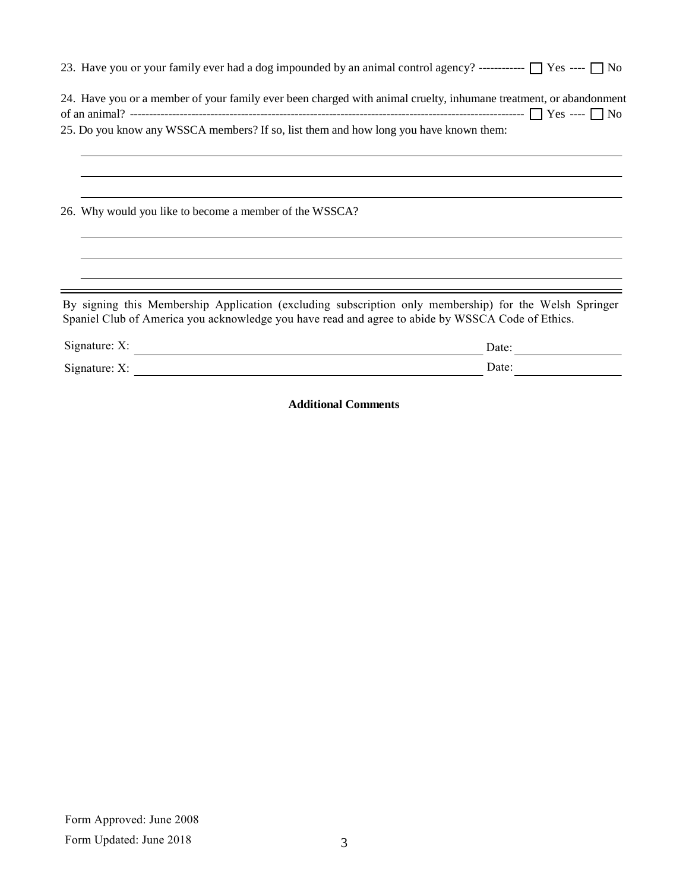23. Have you or your family ever had a dog impounded by an animal control agency? ------------ ☐ Yes ---- ☐ No

24. Have you or a member of your family ever been charged with animal cruelty, inhumane treatment, or abandonment of an animal? ------------------------------------------------------------------------------------------------------- ☐ Yes ---- ☐ No

25. Do you know any WSSCA members? If so, list them and how long you have known them:

_______________________________________________________________________________

_______________________________________________________________________________

_______________________________________________________________________________

26. Why would you like to become a member of the WSSCA?

_______________________________________________________________________________

_______________________________________________________________________________

_______________________________________________________________________________

---

By signing this Membership Application (excluding subscription only membership) for the Welsh Springer Spaniel Club of America you acknowledge you have read and agree to abide by WSSCA Code of Ethics.

Signature: X: ___________________________________________ Date: ______________

Signature: X: ___________________________________________ Date: ______________

**Additional Comments**

Form Approved: June 2008

Form Updated: June 2018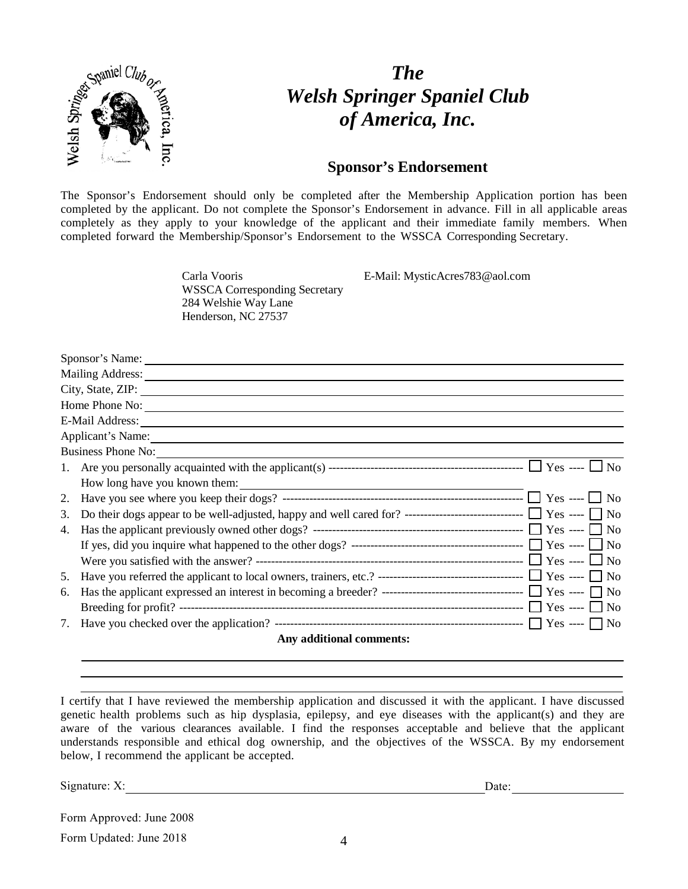# The Welsh Springer Spaniel Club of America, Inc.

## Sponsor's Endorsement

The Sponsor's Endorsement should only be completed after the Membership Application portion has been completed by the applicant. Do not complete the Sponsor's Endorsement in advance. Fill in all applicable areas completely as they apply to your knowledge of the applicant and their immediate family members. When completed forward the Membership/Sponsor's Endorsement to the WSSCA Corresponding Secretary.

Carla Vooris
WSSCA Corresponding Secretary
284 Welshie Way Lane
Henderson, NC 27537

E-Mail: MysticAcres783@aol.com

Sponsor's Name: ____________________

Mailing Address: ____________________

City, State, ZIP: ____________________

Home Phone No: ____________________

E-Mail Address: ____________________

Applicant's Name: ____________________

Business Phone No: ____________________

1. Are you personally acquainted with the applicant(s) ---------- ☐ Yes ---- ☐ No
   How long have you known them: ____________________
2. Have you see where you keep their dogs? ---------- ☐ Yes ---- ☐ No
3. Do their dogs appear to be well-adjusted, happy and well cared for? ---------- ☐ Yes ---- ☐ No
4. Has the applicant previously owned other dogs? ---------- ☐ Yes ---- ☐ No
   If yes, did you inquire what happened to the other dogs? ---------- ☐ Yes ---- ☐ No
   Were you satisfied with the answer? ---------- ☐ Yes ---- ☐ No
5. Have you referred the applicant to local owners, trainers, etc.? ---------- ☐ Yes ---- ☐ No
6. Has the applicant expressed an interest in becoming a breeder? ---------- ☐ Yes ---- ☐ No
   Breeding for profit? ---------- ☐ Yes ---- ☐ No
7. Have you checked over the application? ---------- ☐ Yes ---- ☐ No

**Any additional comments:**

____________________

____________________

____________________

I certify that I have reviewed the membership application and discussed it with the applicant. I have discussed genetic health problems such as hip dysplasia, epilepsy, and eye diseases with the applicant(s) and they are aware of the various clearances available. I find the responses acceptable and believe that the applicant understands responsible and ethical dog ownership, and the objectives of the WSSCA. By my endorsement below, I recommend the applicant be accepted.

Signature: X: ____________________ Date: ____________________

Form Approved: June 2008

Form Updated: June 2018